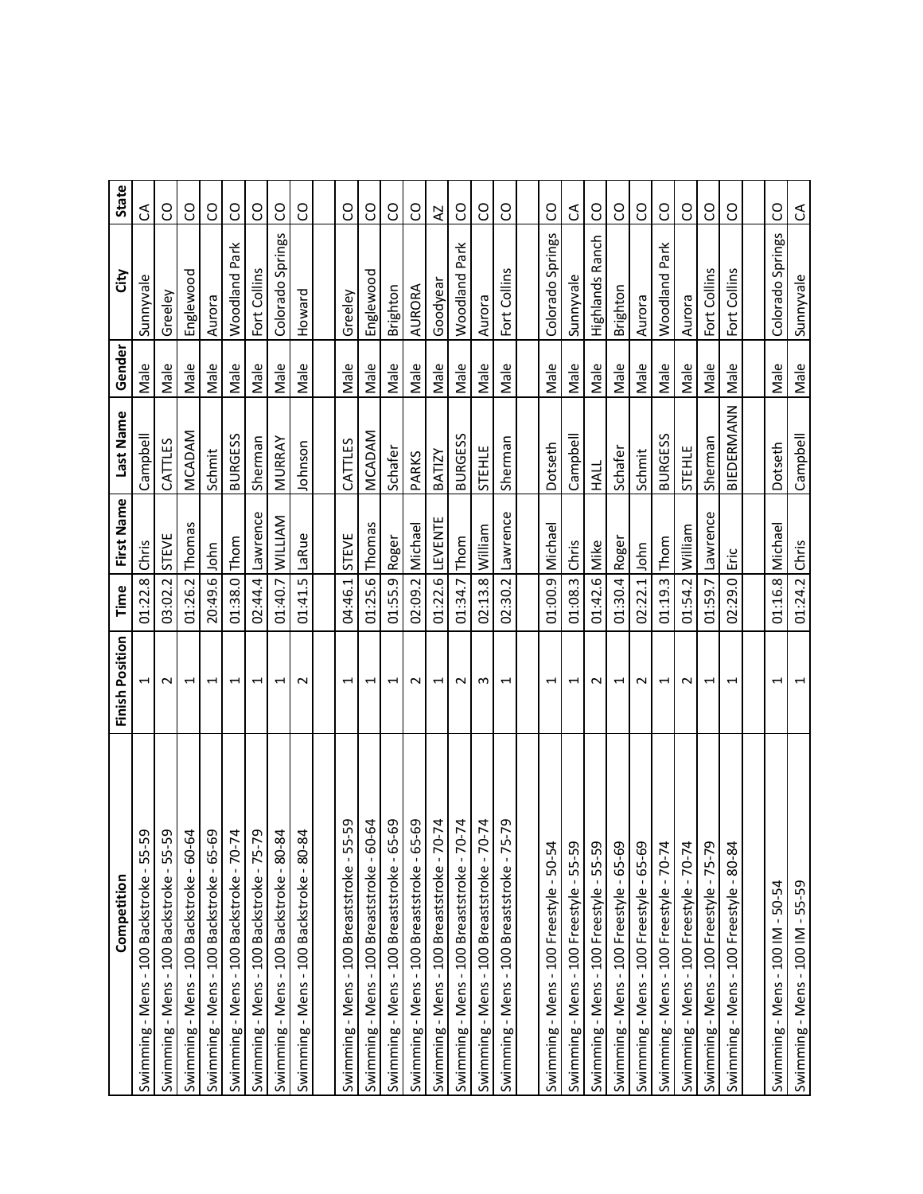| Competition | Finish Position | Time | First Name | Last Name | Gender | City | State |
|---|---|---|---|---|---|---|---|
| Swimming - Mens - 100 Backstroke - 55-59 | 1 | 01:22.8 | Chris | Campbell | Male | Sunnyvale | CA |
| Swimming - Mens - 100 Backstroke - 55-59 | 2 | 03:02.2 | STEVE | CATTLES | Male | Greeley | CO |
| Swimming - Mens - 100 Backstroke - 60-64 | 1 | 01:26.2 | Thomas | MCADAM | Male | Englewood | CO |
| Swimming - Mens - 100 Backstroke - 65-69 | 1 | 20:49.6 | John | Schmit | Male | Aurora | CO |
| Swimming - Mens - 100 Backstroke - 70-74 | 1 | 01:38.0 | Thom | BURGESS | Male | Woodland Park | CO |
| Swimming - Mens - 100 Backstroke - 75-79 | 1 | 02:44.4 | Lawrence | Sherman | Male | Fort Collins | CO |
| Swimming - Mens - 100 Backstroke - 80-84 | 1 | 01:40.7 | WILLIAM | MURRAY | Male | Colorado Springs | CO |
| Swimming - Mens - 100 Backstroke - 80-84 | 2 | 01:41.5 | LaRue | Johnson | Male | Howard | CO |
| | | | | | | | |
| Swimming - Mens - 100 Breaststroke - 55-59 | 1 | 04:46.1 | STEVE | CATTLES | Male | Greeley | CO |
| Swimming - Mens - 100 Breaststroke - 60-64 | 1 | 01:25.6 | Thomas | MCADAM | Male | Englewood | CO |
| Swimming - Mens - 100 Breaststroke - 65-69 | 1 | 01:55.9 | Roger | Schafer | Male | Brighton | CO |
| Swimming - Mens - 100 Breaststroke - 65-69 | 2 | 02:09.2 | Michael | PARKS | Male | AURORA | CO |
| Swimming - Mens - 100 Breaststroke - 70-74 | 1 | 01:22.6 | LEVENTE | BATIZY | Male | Goodyear | AZ |
| Swimming - Mens - 100 Breaststroke - 70-74 | 2 | 01:34.7 | Thom | BURGESS | Male | Woodland Park | CO |
| Swimming - Mens - 100 Breaststroke - 70-74 | 3 | 02:13.8 | William | STEHLE | Male | Aurora | CO |
| Swimming - Mens - 100 Breaststroke - 75-79 | 1 | 02:30.2 | Lawrence | Sherman | Male | Fort Collins | CO |
| | | | | | | | |
| Swimming - Mens - 100 Freestyle - 50-54 | 1 | 01:00.9 | Michael | Dotseth | Male | Colorado Springs | CO |
| Swimming - Mens - 100 Freestyle - 55-59 | 1 | 01:08.3 | Chris | Campbell | Male | Sunnyvale | CA |
| Swimming - Mens - 100 Freestyle - 55-59 | 2 | 01:42.6 | Mike | HALL | Male | Highlands Ranch | CO |
| Swimming - Mens - 100 Freestyle - 65-69 | 1 | 01:30.4 | Roger | Schafer | Male | Brighton | CO |
| Swimming - Mens - 100 Freestyle - 65-69 | 2 | 02:22.1 | John | Schmit | Male | Aurora | CO |
| Swimming - Mens - 100 Freestyle - 70-74 | 1 | 01:19.3 | Thom | BURGESS | Male | Woodland Park | CO |
| Swimming - Mens - 100 Freestyle - 70-74 | 2 | 01:54.2 | William | STEHLE | Male | Aurora | CO |
| Swimming - Mens - 100 Freestyle - 75-79 | 1 | 01:59.7 | Lawrence | Sherman | Male | Fort Collins | CO |
| Swimming - Mens - 100 Freestyle - 80-84 | 1 | 02:29.0 | Eric | BIEDERMANN | Male | Fort Collins | CO |
| | | | | | | | |
| Swimming - Mens - 100 IM - 50-54 | 1 | 01:16.8 | Michael | Dotseth | Male | Colorado Springs | CO |
| Swimming - Mens - 100 IM - 55-59 | 1 | 01:24.2 | Chris | Campbell | Male | Sunnyvale | CA |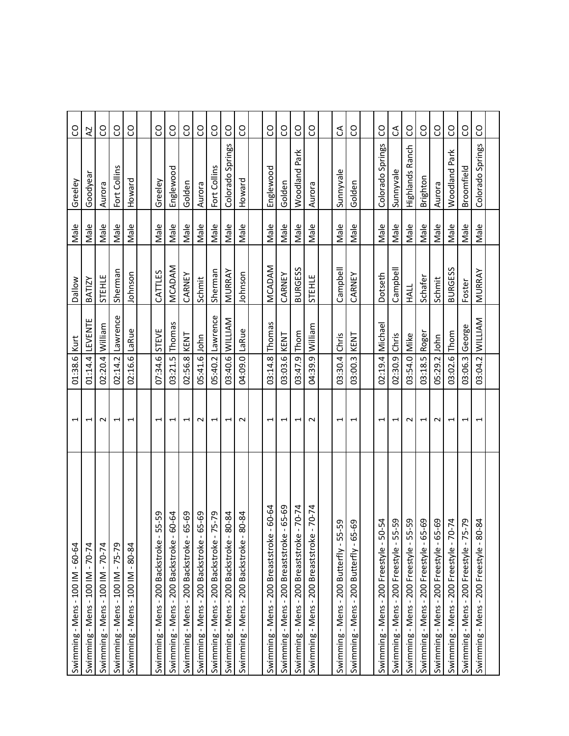| | | | | | | | | |
|---|---|---|---|---|---|---|---|---|
| Swimming - Mens - 100 IM - 60-64 | 1 | 01:38.6 | Kurt | Dallow | Male | Greeley | CO |
| Swimming - Mens - 100 IM - 70-74 | 1 | 01:14.4 | LEVENTE | BATIZY | Male | Goodyear | AZ |
| Swimming - Mens - 100 IM - 70-74 | 2 | 02:20.4 | William | STEHLE | Male | Aurora | CO |
| Swimming - Mens - 100 IM - 75-79 | 1 | 02:14.2 | Lawrence | Sherman | Male | Fort Collins | CO |
| Swimming - Mens - 100 IM - 80-84 | 1 | 02:16.6 | LaRue | Johnson | Male | Howard | CO |
| | | | | | | | |
| Swimming - Mens - 200 Backstroke - 55-59 | 1 | 07:34.6 | STEVE | CATTLES | Male | Greeley | CO |
| Swimming - Mens - 200 Backstroke - 60-64 | 1 | 03:21.5 | Thomas | MCADAM | Male | Englewood | CO |
| Swimming - Mens - 200 Backstroke - 65-69 | 1 | 02:56.8 | KENT | CARNEY | Male | Golden | CO |
| Swimming - Mens - 200 Backstroke - 65-69 | 2 | 05:41.6 | John | Schmit | Male | Aurora | CO |
| Swimming - Mens - 200 Backstroke - 75-79 | 1 | 05:40.2 | Lawrence | Sherman | Male | Fort Collins | CO |
| Swimming - Mens - 200 Backstroke - 80-84 | 1 | 03:40.6 | WILLIAM | MURRAY | Male | Colorado Springs | CO |
| Swimming - Mens - 200 Backstroke - 80-84 | 2 | 04:09.0 | LaRue | Johnson | Male | Howard | CO |
| | | | | | | | |
| Swimming - Mens - 200 Breaststroke - 60-64 | 1 | 03:14.8 | Thomas | MCADAM | Male | Englewood | CO |
| Swimming - Mens - 200 Breaststroke - 65-69 | 1 | 03:03.6 | KENT | CARNEY | Male | Golden | CO |
| Swimming - Mens - 200 Breaststroke - 70-74 | 1 | 03:47.9 | Thom | BURGESS | Male | Woodland Park | CO |
| Swimming - Mens - 200 Breaststroke - 70-74 | 2 | 04:39.9 | William | STEHLE | Male | Aurora | CO |
| | | | | | | | |
| Swimming - Mens - 200 Butterfly - 55-59 | 1 | 03:30.4 | Chris | Campbell | Male | Sunnyvale | CA |
| Swimming - Mens - 200 Butterfly - 65-69 | 1 | 03:00.3 | KENT | CARNEY | Male | Golden | CO |
| | | | | | | | |
| Swimming - Mens - 200 Freestyle - 50-54 | 1 | 02:19.4 | Michael | Dotseth | Male | Colorado Springs | CO |
| Swimming - Mens - 200 Freestyle - 55-59 | 1 | 02:30.9 | Chris | Campbell | Male | Sunnyvale | CA |
| Swimming - Mens - 200 Freestyle - 55-59 | 2 | 03:54.0 | Mike | HALL | Male | Highlands Ranch | CO |
| Swimming - Mens - 200 Freestyle - 65-69 | 1 | 03:18.5 | Roger | Schafer | Male | Brighton | CO |
| Swimming - Mens - 200 Freestyle - 65-69 | 2 | 05:29.2 | John | Schmit | Male | Aurora | CO |
| Swimming - Mens - 200 Freestyle - 70-74 | 1 | 03:02.6 | Thom | BURGESS | Male | Woodland Park | CO |
| Swimming - Mens - 200 Freestyle - 75-79 | 1 | 03:06.3 | George | Foster | Male | Broomfield | CO |
| Swimming - Mens - 200 Freestyle - 80-84 | 1 | 03:04.2 | WILLIAM | MURRAY | Male | Colorado Springs | CO |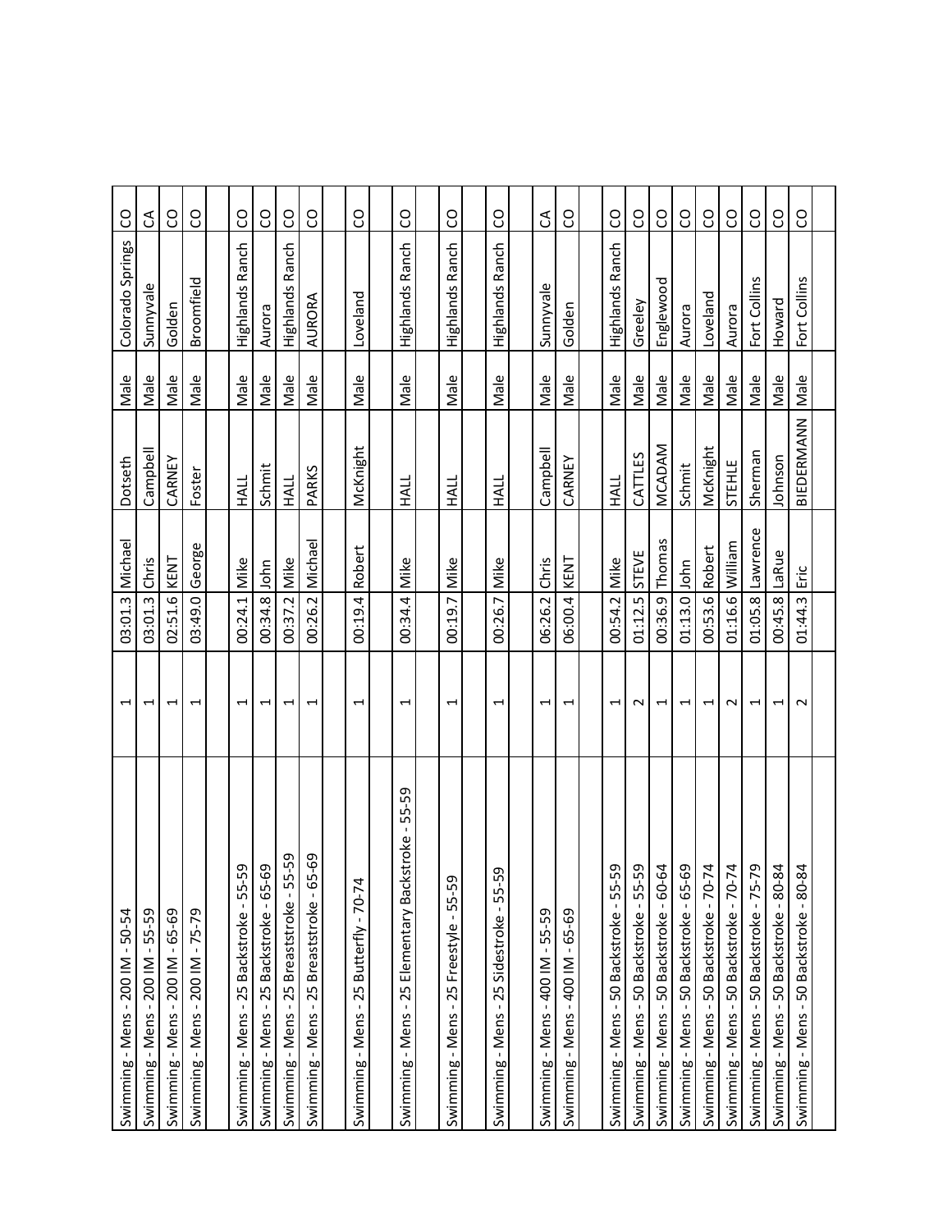| | | | | | | | |
|---|---|---|---|---|---|---|---|
| Swimming - Mens - 200 IM - 50-54 | 1 | 03:01.3 | Michael | Dotseth | Male | Colorado Springs | CO |
| Swimming - Mens - 200 IM - 55-59 | 1 | 03:01.3 | Chris | Campbell | Male | Sunnyvale | CA |
| Swimming - Mens - 200 IM - 65-69 | 1 | 02:51.6 | KENT | CARNEY | Male | Golden | CO |
| Swimming - Mens - 200 IM - 75-79 | 1 | 03:49.0 | George | Foster | Male | Broomfield | CO |
| | | | | | | | |
| Swimming - Mens - 25 Backstroke - 55-59 | 1 | 00:24.1 | Mike | HALL | Male | Highlands Ranch | CO |
| Swimming - Mens - 25 Backstroke - 65-69 | 1 | 00:34.8 | John | Schmit | Male | Aurora | CO |
| Swimming - Mens - 25 Breaststroke - 55-59 | 1 | 00:37.2 | Mike | HALL | Male | Highlands Ranch | CO |
| Swimming - Mens - 25 Breaststroke - 65-69 | 1 | 00:26.2 | Michael | PARKS | Male | AURORA | CO |
| | | | | | | | |
| Swimming - Mens - 25 Butterfly - 70-74 | 1 | 00:19.4 | Robert | McKnight | Male | Loveland | CO |
| | | | | | | | |
| Swimming - Mens - 25 Elementary Backstroke - 55-59 | 1 | 00:34.4 | Mike | HALL | Male | Highlands Ranch | CO |
| | | | | | | | |
| Swimming - Mens - 25 Freestyle - 55-59 | 1 | 00:19.7 | Mike | HALL | Male | Highlands Ranch | CO |
| | | | | | | | |
| Swimming - Mens - 25 Sidestroke - 55-59 | 1 | 00:26.7 | Mike | HALL | Male | Highlands Ranch | CO |
| | | | | | | | |
| Swimming - Mens - 400 IM - 55-59 | 1 | 06:26.2 | Chris | Campbell | Male | Sunnyvale | CA |
| Swimming - Mens - 400 IM - 65-69 | 1 | 06:00.4 | KENT | CARNEY | Male | Golden | CO |
| | | | | | | | |
| Swimming - Mens - 50 Backstroke - 55-59 | 1 | 00:54.2 | Mike | HALL | Male | Highlands Ranch | CO |
| Swimming - Mens - 50 Backstroke - 55-59 | 2 | 01:12.5 | STEVE | CATTLES | Male | Greeley | CO |
| Swimming - Mens - 50 Backstroke - 60-64 | 1 | 00:36.9 | Thomas | MCADAM | Male | Englewood | CO |
| Swimming - Mens - 50 Backstroke - 65-69 | 1 | 01:13.0 | John | Schmit | Male | Aurora | CO |
| Swimming - Mens - 50 Backstroke - 70-74 | 1 | 00:53.6 | Robert | McKnight | Male | Loveland | CO |
| Swimming - Mens - 50 Backstroke - 70-74 | 2 | 01:16.6 | William | STEHLE | Male | Aurora | CO |
| Swimming - Mens - 50 Backstroke - 75-79 | 1 | 01:05.8 | Lawrence | Sherman | Male | Fort Collins | CO |
| Swimming - Mens - 50 Backstroke - 80-84 | 1 | 00:45.8 | LaRue | Johnson | Male | Howard | CO |
| Swimming - Mens - 50 Backstroke - 80-84 | 2 | 01:44.3 | Eric | BIEDERMANN | Male | Fort Collins | CO |
| | | | | | | | |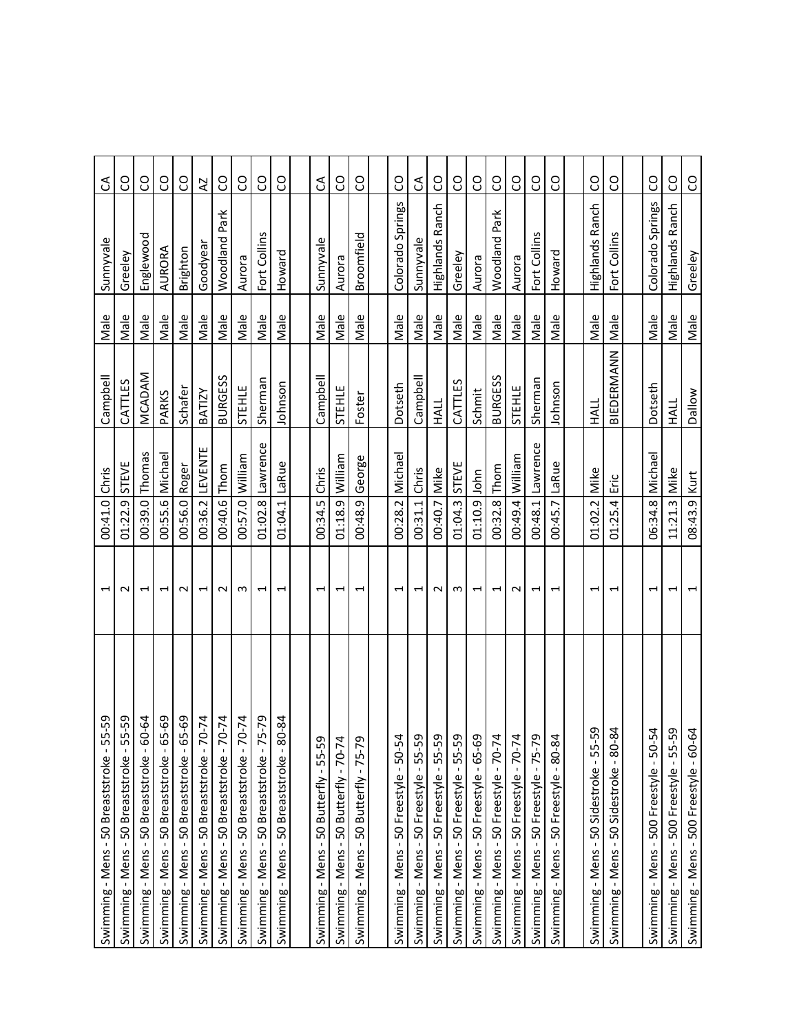| | | | | | | | |
|---|---|---|---|---|---|---|---|
| Swimming - Mens - 50 Breaststroke - 55-59 | 1 | 00:41.0 | Chris | Campbell | Male | Sunnyvale | CA |
| Swimming - Mens - 50 Breaststroke - 55-59 | 2 | 01:22.9 | STEVE | CATTLES | Male | Greeley | CO |
| Swimming - Mens - 50 Breaststroke - 60-64 | 1 | 00:39.0 | Thomas | MCADAM | Male | Englewood | CO |
| Swimming - Mens - 50 Breaststroke - 65-69 | 1 | 00:55.6 | Michael | PARKS | Male | AURORA | CO |
| Swimming - Mens - 50 Breaststroke - 65-69 | 2 | 00:56.0 | Roger | Schafer | Male | Brighton | CO |
| Swimming - Mens - 50 Breaststroke - 70-74 | 1 | 00:36.2 | LEVENTE | BATIZY | Male | Goodyear | AZ |
| Swimming - Mens - 50 Breaststroke - 70-74 | 2 | 00:40.6 | Thom | BURGESS | Male | Woodland Park | CO |
| Swimming - Mens - 50 Breaststroke - 70-74 | 3 | 00:57.0 | William | STEHLE | Male | Aurora | CO |
| Swimming - Mens - 50 Breaststroke - 75-79 | 1 | 01:02.8 | Lawrence | Sherman | Male | Fort Collins | CO |
| Swimming - Mens - 50 Breaststroke - 80-84 | 1 | 01:04.1 | LaRue | Johnson | Male | Howard | CO |
| | | | | | | | |
| Swimming - Mens - 50 Butterfly - 55-59 | 1 | 00:34.5 | Chris | Campbell | Male | Sunnyvale | CA |
| Swimming - Mens - 50 Butterfly - 70-74 | 1 | 01:18.9 | William | STEHLE | Male | Aurora | CO |
| Swimming - Mens - 50 Butterfly - 75-79 | 1 | 00:48.9 | George | Foster | Male | Broomfield | CO |
| | | | | | | | |
| Swimming - Mens - 50 Freestyle - 50-54 | 1 | 00:28.2 | Michael | Dotseth | Male | Colorado Springs | CO |
| Swimming - Mens - 50 Freestyle - 55-59 | 1 | 00:31.1 | Chris | Campbell | Male | Sunnyvale | CA |
| Swimming - Mens - 50 Freestyle - 55-59 | 2 | 00:40.7 | Mike | HALL | Male | Highlands Ranch | CO |
| Swimming - Mens - 50 Freestyle - 55-59 | 3 | 01:04.3 | STEVE | CATTLES | Male | Greeley | CO |
| Swimming - Mens - 50 Freestyle - 65-69 | 1 | 01:10.9 | John | Schmit | Male | Aurora | CO |
| Swimming - Mens - 50 Freestyle - 70-74 | 1 | 00:32.8 | Thom | BURGESS | Male | Woodland Park | CO |
| Swimming - Mens - 50 Freestyle - 70-74 | 2 | 00:49.4 | William | STEHLE | Male | Aurora | CO |
| Swimming - Mens - 50 Freestyle - 75-79 | 1 | 00:48.1 | Lawrence | Sherman | Male | Fort Collins | CO |
| Swimming - Mens - 50 Freestyle - 80-84 | 1 | 00:45.7 | LaRue | Johnson | Male | Howard | CO |
| | | | | | | | |
| Swimming - Mens - 50 Sidestroke - 55-59 | 1 | 01:02.2 | Mike | HALL | Male | Highlands Ranch | CO |
| Swimming - Mens - 50 Sidestroke - 80-84 | 1 | 01:25.4 | Eric | BIEDERMANN | Male | Fort Collins | CO |
| | | | | | | | |
| Swimming - Mens - 500 Freestyle - 50-54 | 1 | 06:34.8 | Michael | Dotseth | Male | Colorado Springs | CO |
| Swimming - Mens - 500 Freestyle - 55-59 | 1 | 11:21.3 | Mike | HALL | Male | Highlands Ranch | CO |
| Swimming - Mens - 500 Freestyle - 60-64 | 1 | 08:43.9 | Kurt | Dallow | Male | Greeley | CO |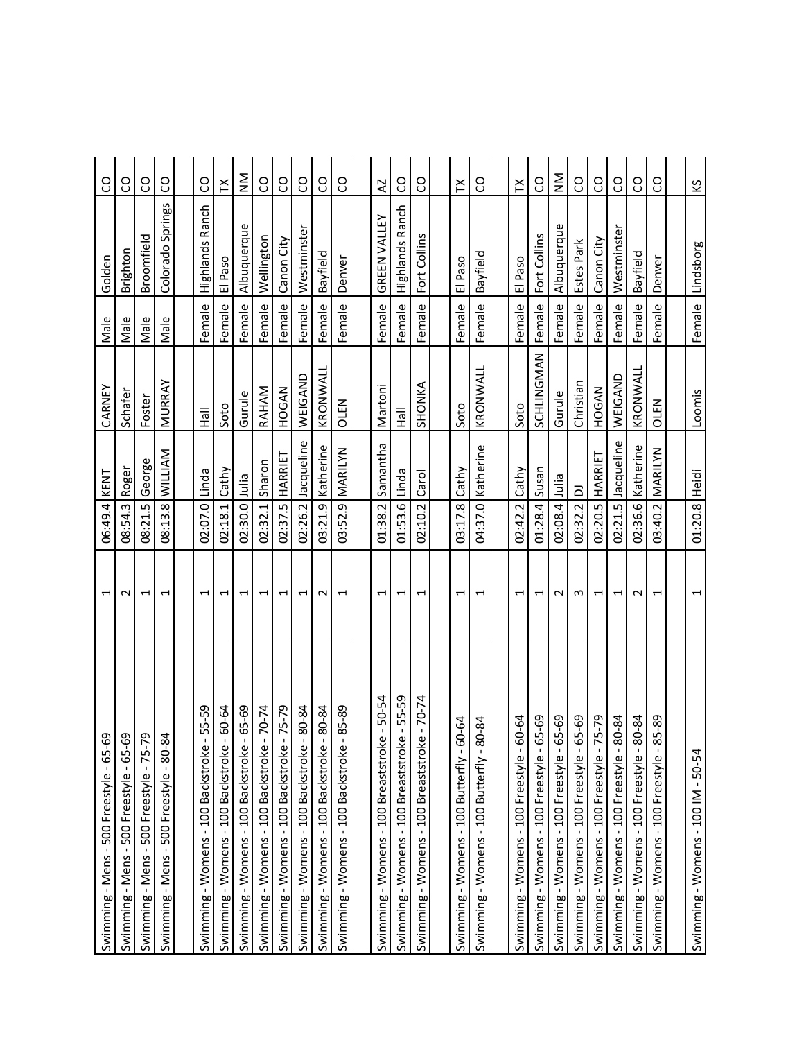| | | | | | | | |
|---|---|---|---|---|---|---|---|
| Swimming - Mens - 500 Freestyle - 65-69 | 1 | 06:49.4 | KENT | CARNEY | Male | Golden | CO |
| Swimming - Mens - 500 Freestyle - 65-69 | 2 | 08:54.3 | Roger | Schafer | Male | Brighton | CO |
| Swimming - Mens - 500 Freestyle - 75-79 | 1 | 08:21.5 | George | Foster | Male | Broomfield | CO |
| Swimming - Mens - 500 Freestyle - 80-84 | 1 | 08:13.8 | WILLIAM | MURRAY | Male | Colorado Springs | CO |
| | | | | | | | |
| Swimming - Womens - 100 Backstroke - 55-59 | 1 | 02:07.0 | Linda | Hall | Female | Highlands Ranch | CO |
| Swimming - Womens - 100 Backstroke - 60-64 | 1 | 02:18.1 | Cathy | Soto | Female | El Paso | TX |
| Swimming - Womens - 100 Backstroke - 65-69 | 1 | 02:30.0 | Julia | Gurule | Female | Albuquerque | NM |
| Swimming - Womens - 100 Backstroke - 70-74 | 1 | 02:32.1 | Sharon | RAHAM | Female | Wellington | CO |
| Swimming - Womens - 100 Backstroke - 75-79 | 1 | 02:37.5 | HARRIET | HOGAN | Female | Canon City | CO |
| Swimming - Womens - 100 Backstroke - 80-84 | 1 | 02:26.2 | Jacqueline | WEIGAND | Female | Westminster | CO |
| Swimming - Womens - 100 Backstroke - 80-84 | 2 | 03:21.9 | Katherine | KRONWALL | Female | Bayfield | CO |
| Swimming - Womens - 100 Backstroke - 85-89 | 1 | 03:52.9 | MARILYN | OLEN | Female | Denver | CO |
| | | | | | | | |
| Swimming - Womens - 100 Breaststroke - 50-54 | 1 | 01:38.2 | Samantha | Martoni | Female | GREEN VALLEY | AZ |
| Swimming - Womens - 100 Breaststroke - 55-59 | 1 | 01:53.6 | Linda | Hall | Female | Highlands Ranch | CO |
| Swimming - Womens - 100 Breaststroke - 70-74 | 1 | 02:10.2 | Carol | SHONKA | Female | Fort Collins | CO |
| | | | | | | | |
| Swimming - Womens - 100 Butterfly - 60-64 | 1 | 03:17.8 | Cathy | Soto | Female | El Paso | TX |
| Swimming - Womens - 100 Butterfly - 80-84 | 1 | 04:37.0 | Katherine | KRONWALL | Female | Bayfield | CO |
| | | | | | | | |
| Swimming - Womens - 100 Freestyle - 60-64 | 1 | 02:42.2 | Cathy | Soto | Female | El Paso | TX |
| Swimming - Womens - 100 Freestyle - 65-69 | 1 | 01:28.4 | Susan | SCHLINGMAN | Female | Fort Collins | CO |
| Swimming - Womens - 100 Freestyle - 65-69 | 2 | 02:08.4 | Julia | Gurule | Female | Albuquerque | NM |
| Swimming - Womens - 100 Freestyle - 65-69 | 3 | 02:32.2 | DJ | Christian | Female | Estes Park | CO |
| Swimming - Womens - 100 Freestyle - 75-79 | 1 | 02:20.5 | HARRIET | HOGAN | Female | Canon City | CO |
| Swimming - Womens - 100 Freestyle - 80-84 | 1 | 02:21.5 | Jacqueline | WEIGAND | Female | Westminster | CO |
| Swimming - Womens - 100 Freestyle - 80-84 | 2 | 02:36.6 | Katherine | KRONWALL | Female | Bayfield | CO |
| Swimming - Womens - 100 Freestyle - 85-89 | 1 | 03:40.2 | MARILYN | OLEN | Female | Denver | CO |
| | | | | | | | |
| Swimming - Womens - 100 IM - 50-54 | 1 | 01:20.8 | Heidi | Loomis | Female | Lindsborg | KS |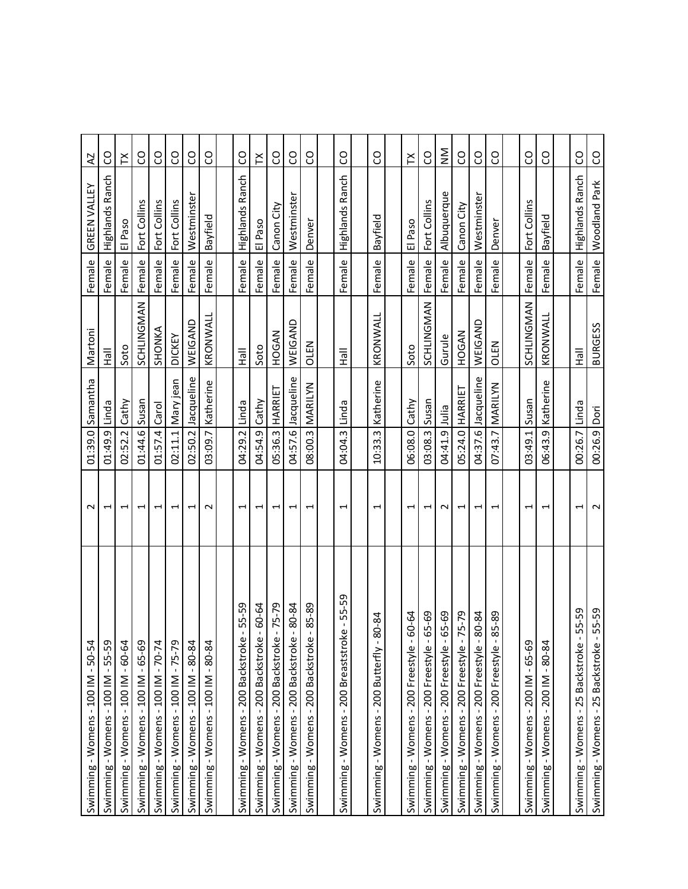| | | | | | | | | |
|---|---|---|---|---|---|---|---|---|
| Swimming - Womens - 100 IM - 50-54 | 2 | 01:39.0 | Samantha | Martoni | Female | GREEN VALLEY | AZ |
| Swimming - Womens - 100 IM - 55-59 | 1 | 01:49.9 | Linda | Hall | Female | Highlands Ranch | CO |
| Swimming - Womens - 100 IM - 60-64 | 1 | 02:52.2 | Cathy | Soto | Female | El Paso | TX |
| Swimming - Womens - 100 IM - 65-69 | 1 | 01:44.6 | Susan | SCHLINGMAN | Female | Fort Collins | CO |
| Swimming - Womens - 100 IM - 70-74 | 1 | 01:57.4 | Carol | SHONKA | Female | Fort Collins | CO |
| Swimming - Womens - 100 IM - 75-79 | 1 | 02:11.1 | Mary jean | DICKEY | Female | Fort Collins | CO |
| Swimming - Womens - 100 IM - 80-84 | 1 | 02:50.2 | Jacqueline | WEIGAND | Female | Westminster | CO |
| Swimming - Womens - 100 IM - 80-84 | 2 | 03:09.7 | Katherine | KRONWALL | Female | Bayfield | CO |
| | | | | | | | |
| Swimming - Womens - 200 Backstroke - 55-59 | 1 | 04:29.2 | Linda | Hall | Female | Highlands Ranch | CO |
| Swimming - Womens - 200 Backstroke - 60-64 | 1 | 04:54.9 | Cathy | Soto | Female | El Paso | TX |
| Swimming - Womens - 200 Backstroke - 75-79 | 1 | 05:36.3 | HARRIET | HOGAN | Female | Canon City | CO |
| Swimming - Womens - 200 Backstroke - 80-84 | 1 | 04:57.6 | Jacqueline | WEIGAND | Female | Westminster | CO |
| Swimming - Womens - 200 Backstroke - 85-89 | 1 | 08:00.3 | MARILYN | OLEN | Female | Denver | CO |
| | | | | | | | |
| Swimming - Womens - 200 Breaststroke - 55-59 | 1 | 04:04.3 | Linda | Hall | Female | Highlands Ranch | CO |
| | | | | | | | |
| Swimming - Womens - 200 Butterfly - 80-84 | 1 | 10:33.3 | Katherine | KRONWALL | Female | Bayfield | CO |
| | | | | | | | |
| Swimming - Womens - 200 Freestyle - 60-64 | 1 | 06:08.0 | Cathy | Soto | Female | El Paso | TX |
| Swimming - Womens - 200 Freestyle - 65-69 | 1 | 03:08.3 | Susan | SCHLINGMAN | Female | Fort Collins | CO |
| Swimming - Womens - 200 Freestyle - 65-69 | 2 | 04:41.9 | Julia | Gurule | Female | Albuquerque | NM |
| Swimming - Womens - 200 Freestyle - 75-79 | 1 | 05:24.0 | HARRIET | HOGAN | Female | Canon City | CO |
| Swimming - Womens - 200 Freestyle - 80-84 | 1 | 04:37.6 | Jacqueline | WEIGAND | Female | Westminster | CO |
| Swimming - Womens - 200 Freestyle - 85-89 | 1 | 07:43.7 | MARILYN | OLEN | Female | Denver | CO |
| | | | | | | | |
| Swimming - Womens - 200 IM - 65-69 | 1 | 03:49.1 | Susan | SCHLINGMAN | Female | Fort Collins | CO |
| Swimming - Womens - 200 IM - 80-84 | 1 | 06:43.9 | Katherine | KRONWALL | Female | Bayfield | CO |
| | | | | | | | |
| Swimming - Womens - 25 Backstroke - 55-59 | 1 | 00:26.7 | Linda | Hall | Female | Highlands Ranch | CO |
| Swimming - Womens - 25 Backstroke - 55-59 | 2 | 00:26.9 | Dori | BURGESS | Female | Woodland Park | CO |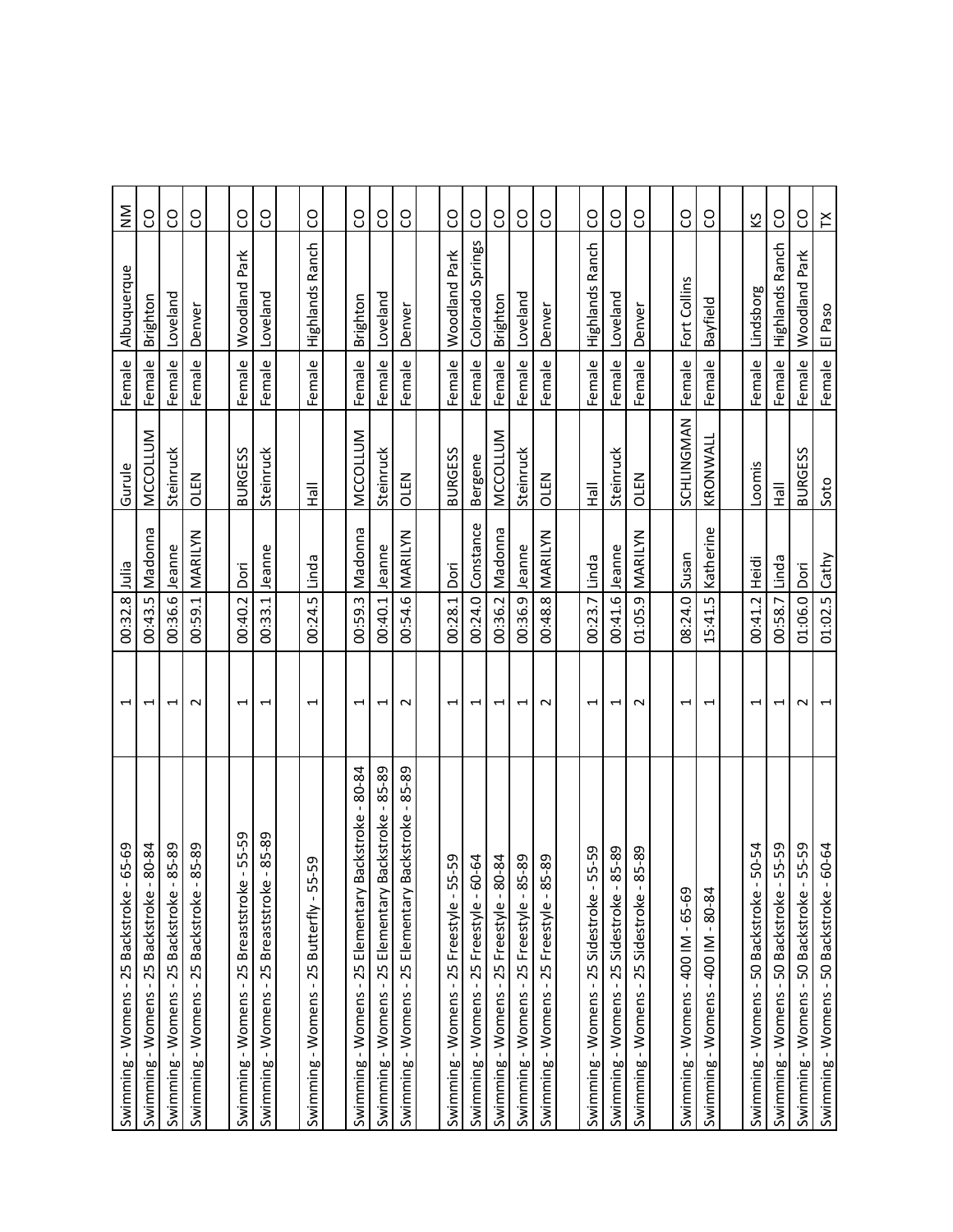| | | | | | | | | |
|---|---|---|---|---|---|---|---|---|
| Swimming - Womens - 25 Backstroke - 65-69 | 1 | 00:32.8 | Julia | Gurule | Female | Albuquerque | NM |
| Swimming - Womens - 25 Backstroke - 80-84 | 1 | 00:43.5 | Madonna | MCCOLLUM | Female | Brighton | CO |
| Swimming - Womens - 25 Backstroke - 85-89 | 1 | 00:36.6 | Jeanne | Steinruck | Female | Loveland | CO |
| Swimming - Womens - 25 Backstroke - 85-89 | 2 | 00:59.1 | MARILYN | OLEN | Female | Denver | CO |
| | | | | | | | |
| Swimming - Womens - 25 Breaststroke - 55-59 | 1 | 00:40.2 | Dori | BURGESS | Female | Woodland Park | CO |
| Swimming - Womens - 25 Breaststroke - 85-89 | 1 | 00:33.1 | Jeanne | Steinruck | Female | Loveland | CO |
| | | | | | | | |
| Swimming - Womens - 25 Butterfly - 55-59 | 1 | 00:24.5 | Linda | Hall | Female | Highlands Ranch | CO |
| | | | | | | | |
| Swimming - Womens - 25 Elementary Backstroke - 80-84 | 1 | 00:59.3 | Madonna | MCCOLLUM | Female | Brighton | CO |
| Swimming - Womens - 25 Elementary Backstroke - 85-89 | 1 | 00:40.1 | Jeanne | Steinruck | Female | Loveland | CO |
| Swimming - Womens - 25 Elementary Backstroke - 85-89 | 2 | 00:54.6 | MARILYN | OLEN | Female | Denver | CO |
| | | | | | | | |
| Swimming - Womens - 25 Freestyle - 55-59 | 1 | 00:28.1 | Dori | BURGESS | Female | Woodland Park | CO |
| Swimming - Womens - 25 Freestyle - 60-64 | 1 | 00:24.0 | Constance | Bergene | Female | Colorado Springs | CO |
| Swimming - Womens - 25 Freestyle - 80-84 | 1 | 00:36.2 | Madonna | MCCOLLUM | Female | Brighton | CO |
| Swimming - Womens - 25 Freestyle - 85-89 | 1 | 00:36.9 | Jeanne | Steinruck | Female | Loveland | CO |
| Swimming - Womens - 25 Freestyle - 85-89 | 2 | 00:48.8 | MARILYN | OLEN | Female | Denver | CO |
| | | | | | | | |
| Swimming - Womens - 25 Sidestroke - 55-59 | 1 | 00:23.7 | Linda | Hall | Female | Highlands Ranch | CO |
| Swimming - Womens - 25 Sidestroke - 85-89 | 1 | 00:41.6 | Jeanne | Steinruck | Female | Loveland | CO |
| Swimming - Womens - 25 Sidestroke - 85-89 | 2 | 01:05.9 | MARILYN | OLEN | Female | Denver | CO |
| | | | | | | | |
| Swimming - Womens - 400 IM - 65-69 | 1 | 08:24.0 | Susan | SCHLINGMAN | Female | Fort Collins | CO |
| Swimming - Womens - 400 IM - 80-84 | 1 | 15:41.5 | Katherine | KRONWALL | Female | Bayfield | CO |
| | | | | | | | |
| Swimming - Womens - 50 Backstroke - 50-54 | 1 | 00:41.2 | Heidi | Loomis | Female | Lindsborg | KS |
| Swimming - Womens - 50 Backstroke - 55-59 | 1 | 00:58.7 | Linda | Hall | Female | Highlands Ranch | CO |
| Swimming - Womens - 50 Backstroke - 55-59 | 2 | 01:06.0 | Dori | BURGESS | Female | Woodland Park | CO |
| Swimming - Womens - 50 Backstroke - 60-64 | 1 | 01:02.5 | Cathy | Soto | Female | El Paso | TX |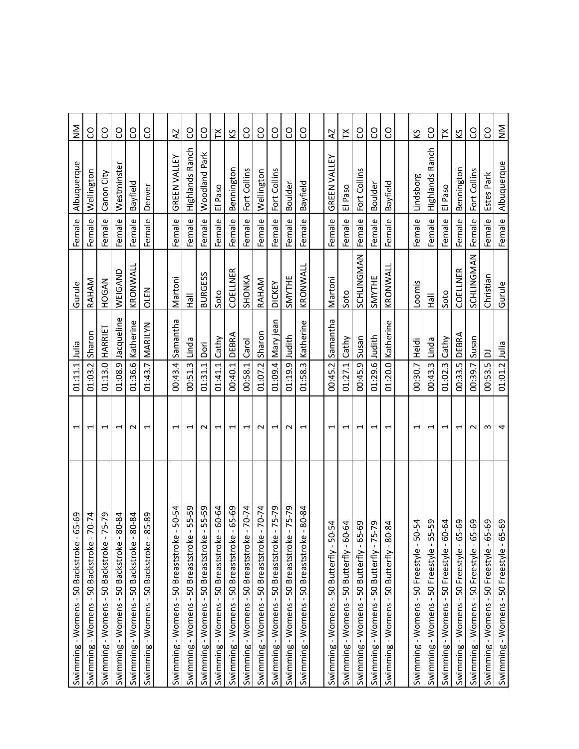| | | | | | | | |
|---|---|---|---|---|---|---|---|
| Swimming - Womens - 50 Backstroke - 65-69 | 1 | 01:11.1 | Julia | Gurule | Female | Albuquerque | NM |
| Swimming - Womens - 50 Backstroke - 70-74 | 1 | 01:03.2 | Sharon | RAHAM | Female | Wellington | CO |
| Swimming - Womens - 50 Backstroke - 75-79 | 1 | 01:13.0 | HARRIET | HOGAN | Female | Canon City | CO |
| Swimming - Womens - 50 Backstroke - 80-84 | 1 | 01:08.9 | Jacqueline | WEIGAND | Female | Westminster | CO |
| Swimming - Womens - 50 Backstroke - 80-84 | 2 | 01:36.6 | Katherine | KRONWALL | Female | Bayfield | CO |
| Swimming - Womens - 50 Backstroke - 85-89 | 1 | 01:43.7 | MARILYN | OLEN | Female | Denver | CO |
| | | | | | | | |
| Swimming - Womens - 50 Breaststroke - 50-54 | 1 | 00:43.4 | Samantha | Martoni | Female | GREEN VALLEY | AZ |
| Swimming - Womens - 50 Breaststroke - 55-59 | 1 | 00:51.3 | Linda | Hall | Female | Highlands Ranch | CO |
| Swimming - Womens - 50 Breaststroke - 55-59 | 2 | 01:31.1 | Dori | BURGESS | Female | Woodland Park | CO |
| Swimming - Womens - 50 Breaststroke - 60-64 | 1 | 01:41.1 | Cathy | Soto | Female | El Paso | TX |
| Swimming - Womens - 50 Breaststroke - 65-69 | 1 | 00:40.1 | DEBRA | COELLNER | Female | Bennington | KS |
| Swimming - Womens - 50 Breaststroke - 70-74 | 1 | 00:58.1 | Carol | SHONKA | Female | Fort Collins | CO |
| Swimming - Womens - 50 Breaststroke - 70-74 | 2 | 01:07.2 | Sharon | RAHAM | Female | Wellington | CO |
| Swimming - Womens - 50 Breaststroke - 75-79 | 1 | 01:09.4 | Mary jean | DICKEY | Female | Fort Collins | CO |
| Swimming - Womens - 50 Breaststroke - 75-79 | 2 | 01:19.9 | Judith | SMYTHE | Female | Boulder | CO |
| Swimming - Womens - 50 Breaststroke - 80-84 | 1 | 01:58.3 | Katherine | KRONWALL | Female | Bayfield | CO |
| | | | | | | | |
| Swimming - Womens - 50 Butterfly - 50-54 | 1 | 00:45.2 | Samantha | Martoni | Female | GREEN VALLEY | AZ |
| Swimming - Womens - 50 Butterfly - 60-64 | 1 | 01:27.1 | Cathy | Soto | Female | El Paso | TX |
| Swimming - Womens - 50 Butterfly - 65-69 | 1 | 00:45.9 | Susan | SCHLINGMAN | Female | Fort Collins | CO |
| Swimming - Womens - 50 Butterfly - 75-79 | 1 | 01:29.6 | Judith | SMYTHE | Female | Boulder | CO |
| Swimming - Womens - 50 Butterfly - 80-84 | 1 | 01:20.0 | Katherine | KRONWALL | Female | Bayfield | CO |
| | | | | | | | |
| Swimming - Womens - 50 Freestyle - 50-54 | 1 | 00:30.7 | Heidi | Loomis | Female | Lindsborg | KS |
| Swimming - Womens - 50 Freestyle - 55-59 | 1 | 00:43.3 | Linda | Hall | Female | Highlands Ranch | CO |
| Swimming - Womens - 50 Freestyle - 60-64 | 1 | 01:02.3 | Cathy | Soto | Female | El Paso | TX |
| Swimming - Womens - 50 Freestyle - 65-69 | 1 | 00:33.5 | DEBRA | COELLNER | Female | Bennington | KS |
| Swimming - Womens - 50 Freestyle - 65-69 | 2 | 00:39.7 | Susan | SCHLINGMAN | Female | Fort Collins | CO |
| Swimming - Womens - 50 Freestyle - 65-69 | 3 | 00:53.5 | DJ | Christian | Female | Estes Park | CO |
| Swimming - Womens - 50 Freestyle - 65-69 | 4 | 01:01.2 | Julia | Gurule | Female | Albuquerque | NM |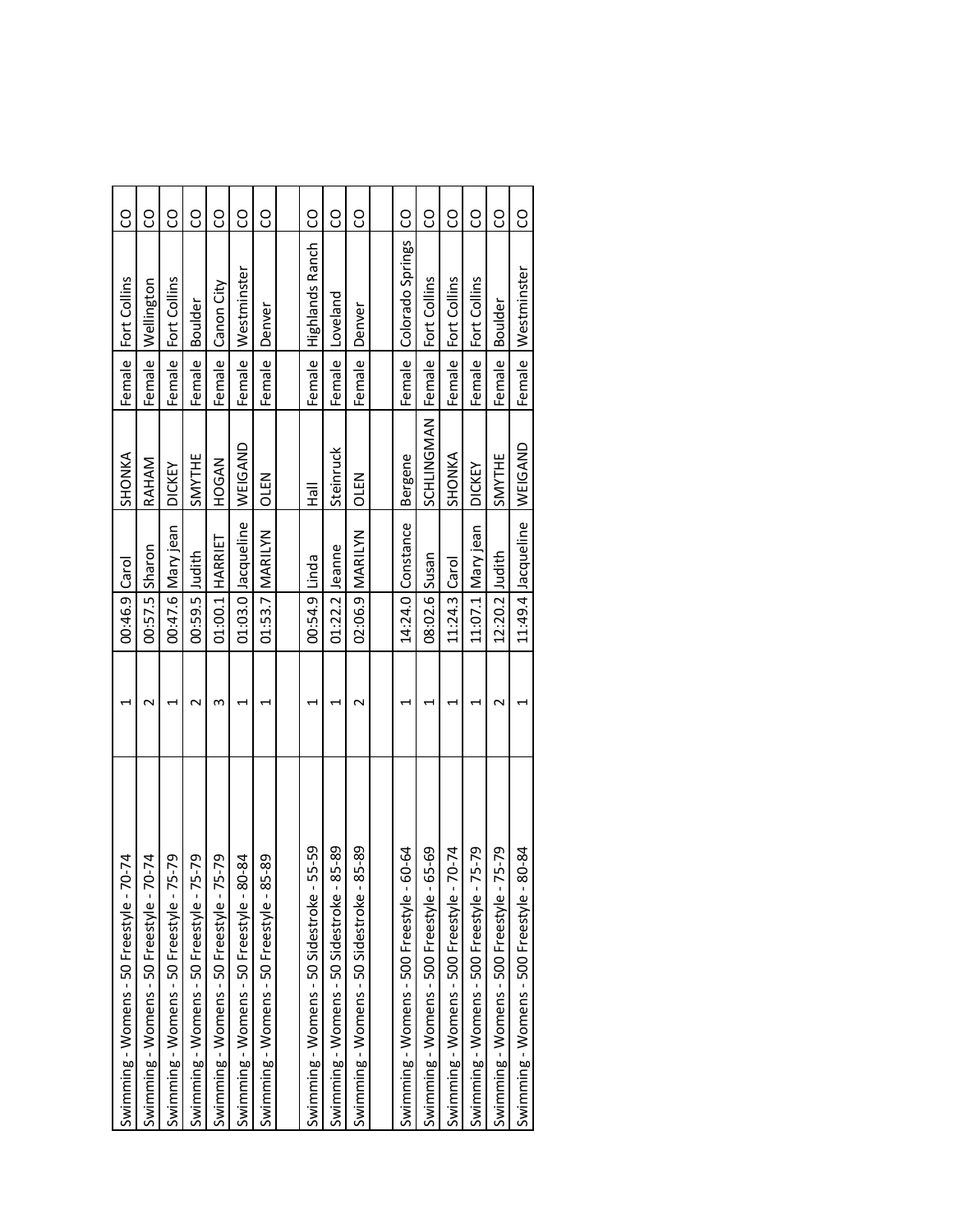| | | | | | | | |
|---|---|---|---|---|---|---|---|
| Swimming - Womens - 50 Freestyle - 70-74 | 1 | 00:46.9 | Carol | SHONKA | Female | Fort Collins | CO |
| Swimming - Womens - 50 Freestyle - 70-74 | 2 | 00:57.5 | Sharon | RAHAM | Female | Wellington | CO |
| Swimming - Womens - 50 Freestyle - 75-79 | 1 | 00:47.6 | Mary jean | DICKEY | Female | Fort Collins | CO |
| Swimming - Womens - 50 Freestyle - 75-79 | 2 | 00:59.5 | Judith | SMYTHE | Female | Boulder | CO |
| Swimming - Womens - 50 Freestyle - 75-79 | 3 | 01:00.1 | HARRIET | HOGAN | Female | Canon City | CO |
| Swimming - Womens - 50 Freestyle - 80-84 | 1 | 01:03.0 | Jacqueline | WEIGAND | Female | Westminster | CO |
| Swimming - Womens - 50 Freestyle - 85-89 | 1 | 01:53.7 | MARILYN | OLEN | Female | Denver | CO |
| | | | | | | | |
| Swimming - Womens - 50 Sidestroke - 55-59 | 1 | 00:54.9 | Linda | Hall | Female | Highlands Ranch | CO |
| Swimming - Womens - 50 Sidestroke - 85-89 | 1 | 01:22.2 | Jeanne | Steinruck | Female | Loveland | CO |
| Swimming - Womens - 50 Sidestroke - 85-89 | 2 | 02:06.9 | MARILYN | OLEN | Female | Denver | CO |
| | | | | | | | |
| Swimming - Womens - 500 Freestyle - 60-64 | 1 | 14:24.0 | Constance | Bergene | Female | Colorado Springs | CO |
| Swimming - Womens - 500 Freestyle - 65-69 | 1 | 08:02.6 | Susan | SCHLINGMAN | Female | Fort Collins | CO |
| Swimming - Womens - 500 Freestyle - 70-74 | 1 | 11:24.3 | Carol | SHONKA | Female | Fort Collins | CO |
| Swimming - Womens - 500 Freestyle - 75-79 | 1 | 11:07.1 | Mary jean | DICKEY | Female | Fort Collins | CO |
| Swimming - Womens - 500 Freestyle - 75-79 | 2 | 12:20.2 | Judith | SMYTHE | Female | Boulder | CO |
| Swimming - Womens - 500 Freestyle - 80-84 | 1 | 11:49.4 | Jacqueline | WEIGAND | Female | Westminster | CO |